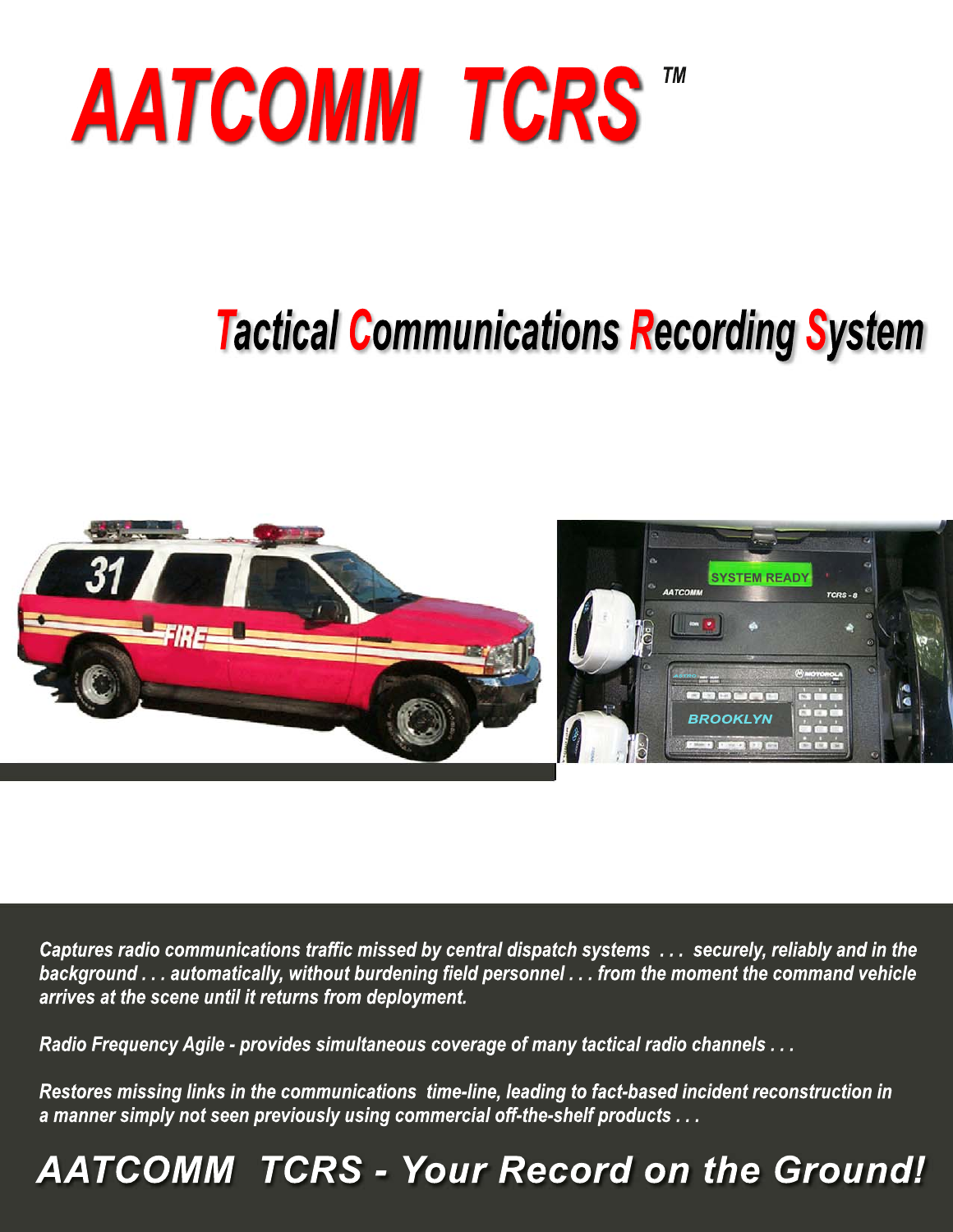# AATCOMM TCRS™

## Tactical Communications Recording System

*Captures radio communications traffic missed by central dispatch systems . . . securely, reliably and in the background . . . automatically, without burdening field personnel . . . from the moment the command vehicle arrives at the scene until it returns from deployment.*

*Radio Frequency Agile - provides simultaneous coverage of many tactical radio channels . . .*

*Restores missing links in the communications time-line, leading to fact-based incident reconstruction in a manner simply not seen previously using commercial off-the-shelf products . . .*

## *AATCOMM TCRS - Your Record on the Ground!*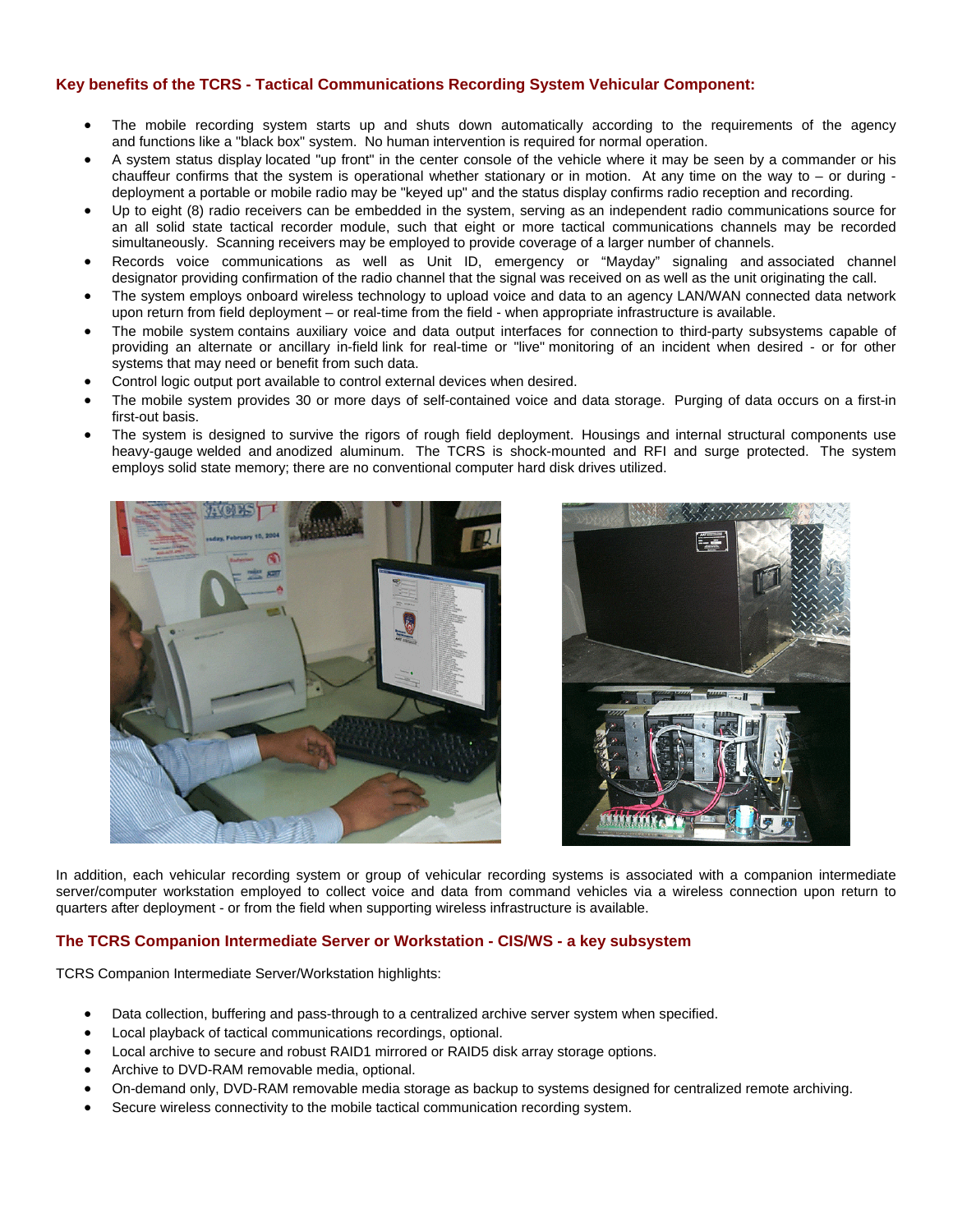## Key benefits of the TCRS - Tactical Communications Recording System Vehicular Component:

- The mobile recording system starts up and shuts down automatically according to the requirements of the agency and functions like a "black box" system. No human intervention is required for normal operation.
- A system status display located "up front" in the center console of the vehicle where it may be seen by a commander or his chauffeur confirms that the system is operational whether stationary or in motion. At any time on the way to – or during - deployment a portable or mobile radio may be "keyed up" and the status display confirms radio reception and recording.
- Up to eight (8) radio receivers can be embedded in the system, serving as an independent radio communications source for an all solid state tactical recorder module, such that eight or more tactical communications channels may be recorded simultaneously. Scanning receivers may be employed to provide coverage of a larger number of channels.
- Records voice communications as well as Unit ID, emergency or "Mayday" signaling and associated channel designator providing confirmation of the radio channel that the signal was received on as well as the unit originating the call.
- The system employs onboard wireless technology to upload voice and data to an agency LAN/WAN connected data network upon return from field deployment – or real-time from the field - when appropriate infrastructure is available.
- The mobile system contains auxiliary voice and data output interfaces for connection to third-party subsystems capable of providing an alternate or ancillary in-field link for real-time or "live" monitoring of an incident when desired - or for other systems that may need or benefit from such data.
- Control logic output port available to control external devices when desired.
- The mobile system provides 30 or more days of self-contained voice and data storage. Purging of data occurs on a first-in first-out basis.
- The system is designed to survive the rigors of rough field deployment. Housings and internal structural components use heavy-gauge welded and anodized aluminum. The TCRS is shock-mounted and RFI and surge protected. The system employs solid state memory; there are no conventional computer hard disk drives utilized.

In addition, each vehicular recording system or group of vehicular recording systems is associated with a companion intermediate server/computer workstation employed to collect voice and data from command vehicles via a wireless connection upon return to quarters after deployment - or from the field when supporting wireless infrastructure is available.

## The TCRS Companion Intermediate Server or Workstation - CIS/WS - a key subsystem

TCRS Companion Intermediate Server/Workstation highlights:

- Data collection, buffering and pass-through to a centralized archive server system when specified.
- Local playback of tactical communications recordings, optional.
- Local archive to secure and robust RAID1 mirrored or RAID5 disk array storage options.
- Archive to DVD-RAM removable media, optional.
- On-demand only, DVD-RAM removable media storage as backup to systems designed for centralized remote archiving.
- Secure wireless connectivity to the mobile tactical communication recording system.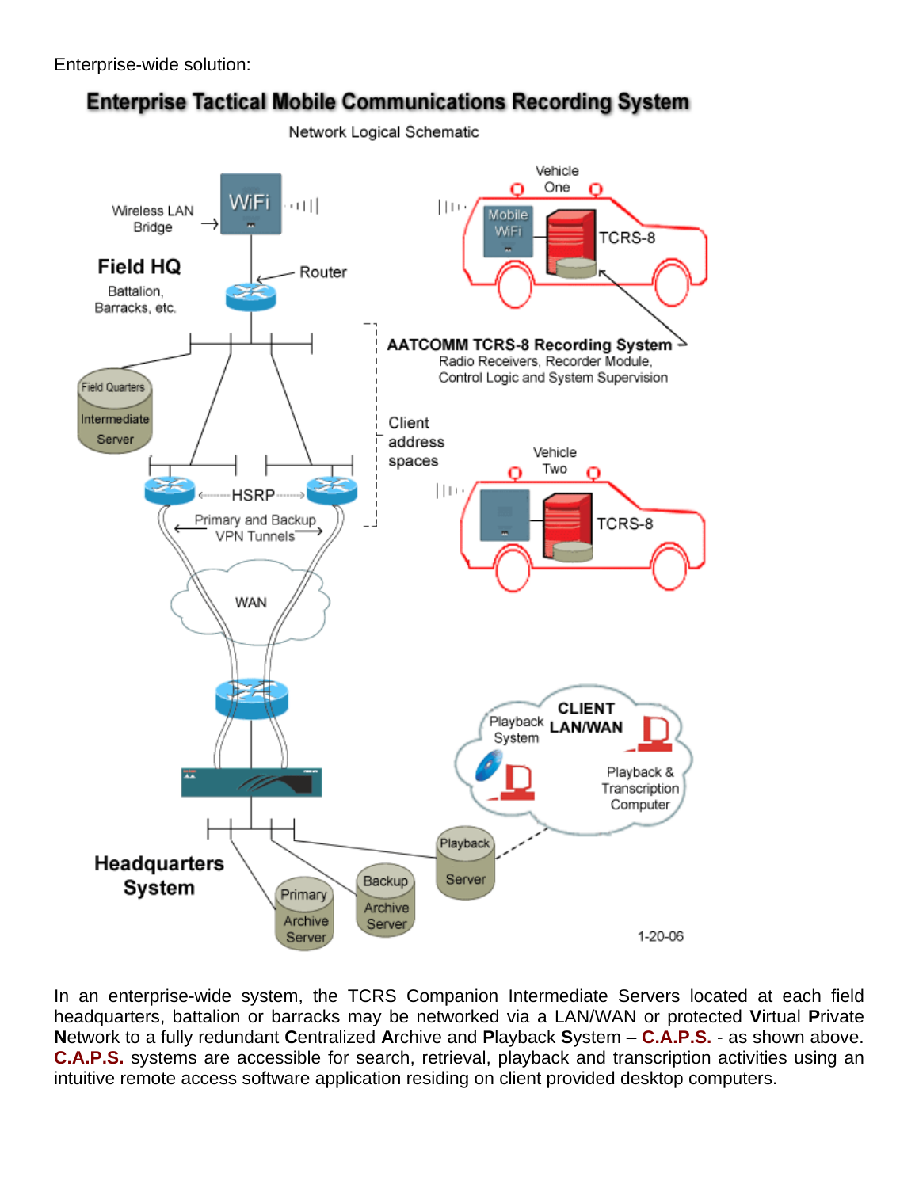Enterprise-wide solution:

## Enterprise Tactical Mobile Communications Recording System

Network Logical Schematic

Wireless LAN Bridge

WiFi

**Field HQ**

Battalion, Barracks, etc.

Router

Field Quarters Intermediate Server

HSRP

Primary and Backup VPN Tunnels

WAN

Vehicle One

Mobile WiFi

TCRS-8

**AATCOMM TCRS-8 Recording System**
Radio Receivers, Recorder Module, Control Logic and System Supervision

Client address spaces

Vehicle Two

TCRS-8

**CLIENT LAN/WAN**

Playback System

Playback & Transcription Computer

**Headquarters System**

Primary Archive Server

Backup Archive Server

Playback Server

1-20-06

In an enterprise-wide system, the TCRS Companion Intermediate Servers located at each field headquarters, battalion or barracks may be networked via a LAN/WAN or protected **V**irtual **P**rivate **N**etwork to a fully redundant **C**entralized **A**rchive and **P**layback **S**ystem – **C.A.P.S.** - as shown above. **C.A.P.S.** systems are accessible for search, retrieval, playback and transcription activities using an intuitive remote access software application residing on client provided desktop computers.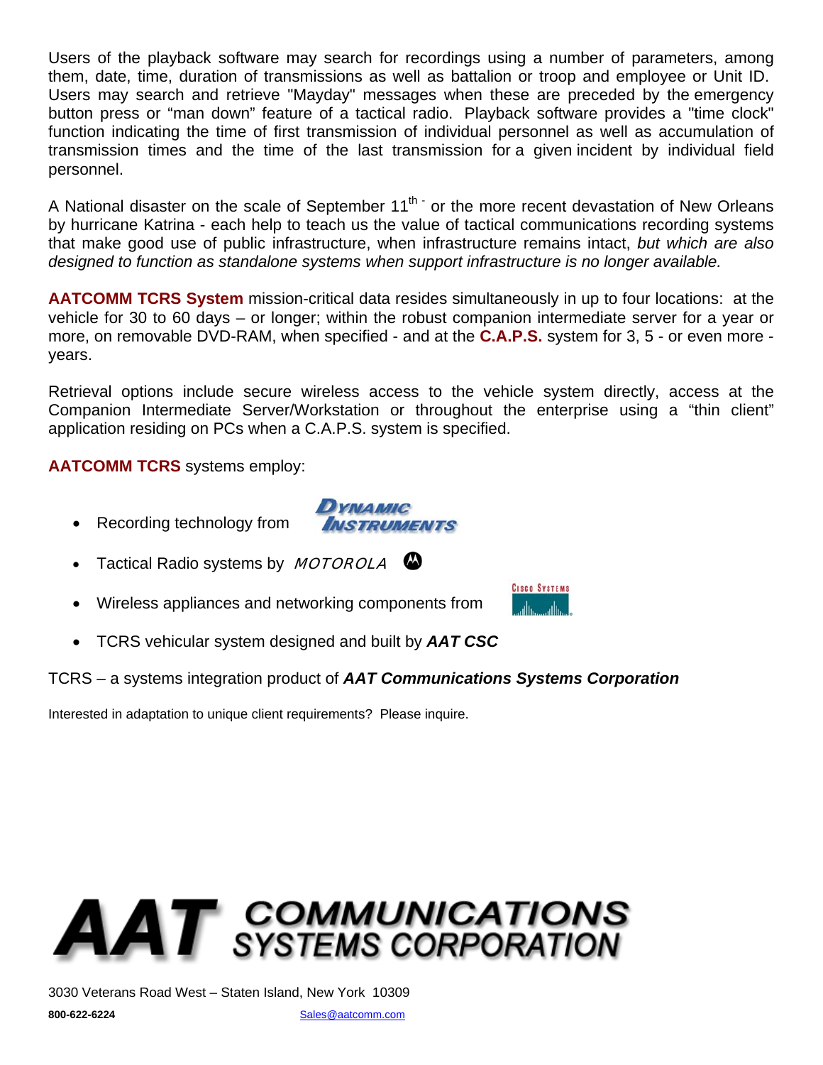Users of the playback software may search for recordings using a number of parameters, among them, date, time, duration of transmissions as well as battalion or troop and employee or Unit ID. Users may search and retrieve "Mayday" messages when these are preceded by the emergency button press or “man down” feature of a tactical radio. Playback software provides a "time clock" function indicating the time of first transmission of individual personnel as well as accumulation of transmission times and the time of the last transmission for a given incident by individual field personnel.

A National disaster on the scale of September 11th - or the more recent devastation of New Orleans by hurricane Katrina - each help to teach us the value of tactical communications recording systems that make good use of public infrastructure, when infrastructure remains intact, *but which are also designed to function as standalone systems when support infrastructure is no longer available.*

**AATCOMM TCRS System** mission-critical data resides simultaneously in up to four locations: at the vehicle for 30 to 60 days – or longer; within the robust companion intermediate server for a year or more, on removable DVD-RAM, when specified - and at the **C.A.P.S.** system for 3, 5 - or even more - years.

Retrieval options include secure wireless access to the vehicle system directly, access at the Companion Intermediate Server/Workstation or throughout the enterprise using a “thin client” application residing on PCs when a C.A.P.S. system is specified.

**AATCOMM TCRS** systems employ:

- Recording technology from DYNAMIC INSTRUMENTS
- Tactical Radio systems by MOTOROLA
- Wireless appliances and networking components from CISCO SYSTEMS
- TCRS vehicular system designed and built by ***AAT CSC***

TCRS – a systems integration product of ***AAT Communications Systems Corporation***

Interested in adaptation to unique client requirements? Please inquire.

**AAT COMMUNICATIONS SYSTEMS CORPORATION**

3030 Veterans Road West – Staten Island, New York 10309

**800-622-6224** Sales@aatcomm.com